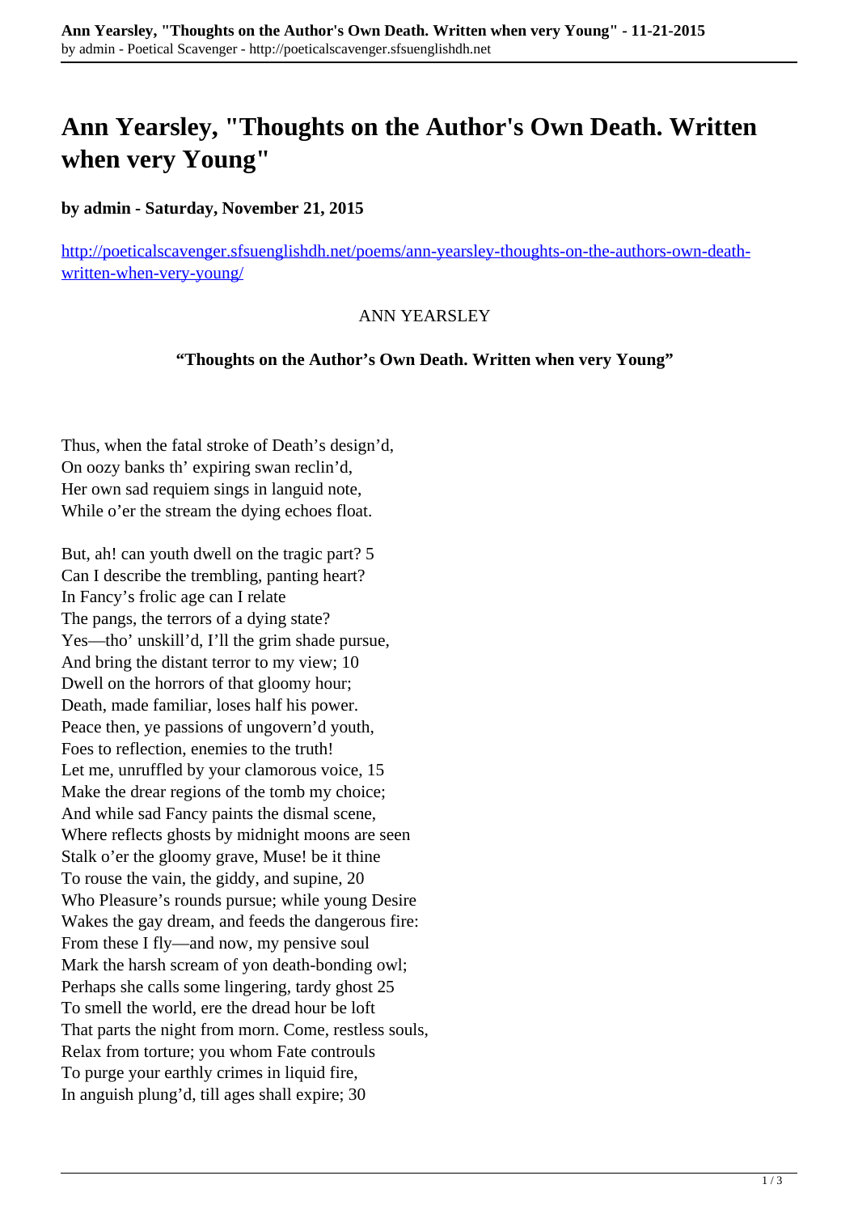# Ann Yearsley, "Thoughts on the Author's Own Death. Written when very Young"

**by admin - Saturday, November 21, 2015**

http://poeticalscavenger.sfsuenglishdh.net/poems/ann-yearsley-thoughts-on-the-authors-own-death-written-when-very-young/

ANN YEARSLEY

**"Thoughts on the Author's Own Death. Written when very Young"**

Thus, when the fatal stroke of Death's design'd,
On oozy banks th' expiring swan reclin'd,
Her own sad requiem sings in languid note,
While o'er the stream the dying echoes float.

But, ah! can youth dwell on the tragic part? 5
Can I describe the trembling, panting heart?
In Fancy's frolic age can I relate
The pangs, the terrors of a dying state?
Yes—tho' unskill'd, I'll the grim shade pursue,
And bring the distant terror to my view; 10
Dwell on the horrors of that gloomy hour;
Death, made familiar, loses half his power.
Peace then, ye passions of ungovern'd youth,
Foes to reflection, enemies to the truth!
Let me, unruffled by your clamorous voice, 15
Make the drear regions of the tomb my choice;
And while sad Fancy paints the dismal scene,
Where reflects ghosts by midnight moons are seen
Stalk o'er the gloomy grave, Muse! be it thine
To rouse the vain, the giddy, and supine, 20
Who Pleasure's rounds pursue; while young Desire
Wakes the gay dream, and feeds the dangerous fire:
From these I fly—and now, my pensive soul
Mark the harsh scream of yon death-bonding owl;
Perhaps she calls some lingering, tardy ghost 25
To smell the world, ere the dread hour be loft
That parts the night from morn. Come, restless souls,
Relax from torture; you whom Fate controuls
To purge your earthly crimes in liquid fire,
In anguish plung'd, till ages shall expire; 30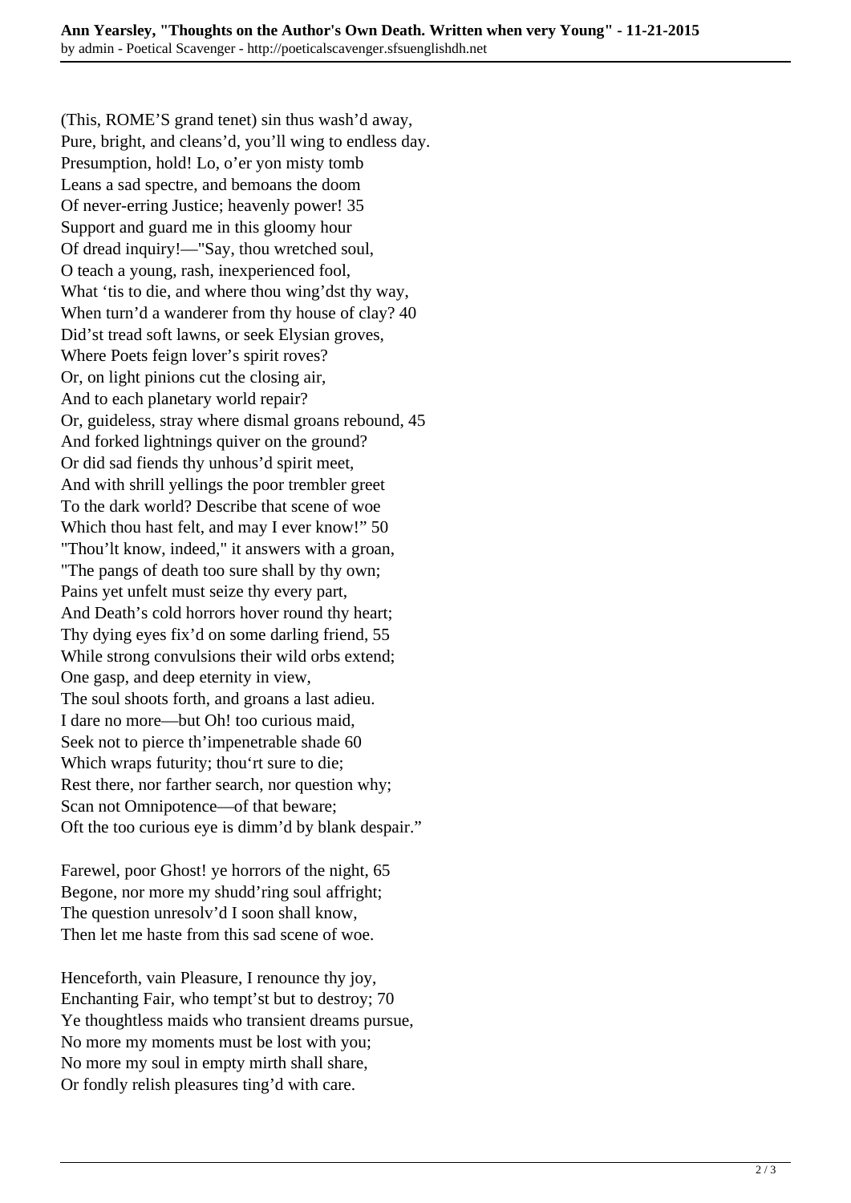(This, ROME'S grand tenet) sin thus wash'd away,  
Pure, bright, and cleans'd, you'll wing to endless day.  
Presumption, hold! Lo, o'er yon misty tomb  
Leans a sad spectre, and bemoans the doom  
Of never-erring Justice; heavenly power! 35  
Support and guard me in this gloomy hour  
Of dread inquiry!—"Say, thou wretched soul,  
O teach a young, rash, inexperienced fool,  
What 'tis to die, and where thou wing'dst thy way,  
When turn'd a wanderer from thy house of clay? 40  
Did'st tread soft lawns, or seek Elysian groves,  
Where Poets feign lover's spirit roves?  
Or, on light pinions cut the closing air,  
And to each planetary world repair?  
Or, guideless, stray where dismal groans rebound, 45  
And forked lightnings quiver on the ground?  
Or did sad fiends thy unhous'd spirit meet,  
And with shrill yellings the poor trembler greet  
To the dark world? Describe that scene of woe  
Which thou hast felt, and may I ever know!" 50  
"Thou'lt know, indeed," it answers with a groan,  
"The pangs of death too sure shall by thy own;  
Pains yet unfelt must seize thy every part,  
And Death's cold horrors hover round thy heart;  
Thy dying eyes fix'd on some darling friend, 55  
While strong convulsions their wild orbs extend;  
One gasp, and deep eternity in view,  
The soul shoots forth, and groans a last adieu.  
I dare no more—but Oh! too curious maid,  
Seek not to pierce th'impenetrable shade 60  
Which wraps futurity; thou'rt sure to die;  
Rest there, nor farther search, nor question why;  
Scan not Omnipotence—of that beware;  
Oft the too curious eye is dimm'd by blank despair."

Farewel, poor Ghost! ye horrors of the night, 65  
Begone, nor more my shudd'ring soul affright;  
The question unresolv'd I soon shall know,  
Then let me haste from this sad scene of woe.

Henceforth, vain Pleasure, I renounce thy joy,  
Enchanting Fair, who tempt'st but to destroy; 70  
Ye thoughtless maids who transient dreams pursue,  
No more my moments must be lost with you;  
No more my soul in empty mirth shall share,  
Or fondly relish pleasures ting'd with care.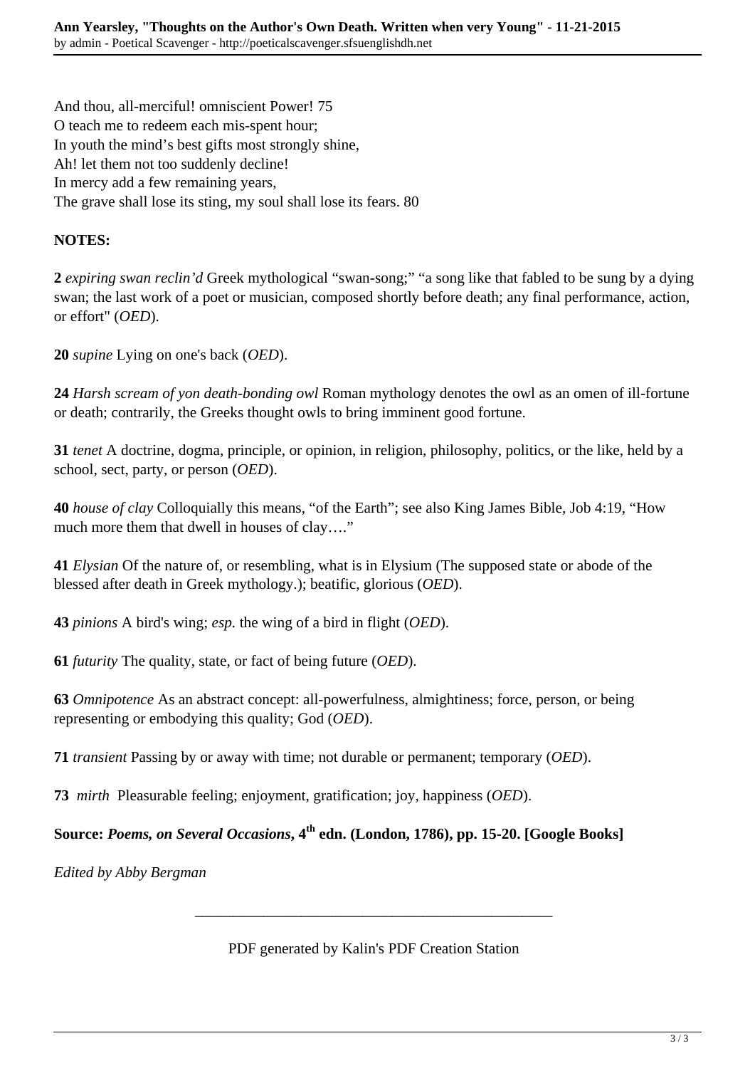And thou, all-merciful! omniscient Power! 75
O teach me to redeem each mis-spent hour;
In youth the mind's best gifts most strongly shine,
Ah! let them not too suddenly decline!
In mercy add a few remaining years,
The grave shall lose its sting, my soul shall lose its fears. 80

**NOTES:**

**2** *expiring swan reclin'd* Greek mythological "swan-song;" "a song like that fabled to be sung by a dying swan; the last work of a poet or musician, composed shortly before death; any final performance, action, or effort" (*OED*).

**20** *supine* Lying on one's back (*OED*).

**24** *Harsh scream of yon death-bonding owl* Roman mythology denotes the owl as an omen of ill-fortune or death; contrarily, the Greeks thought owls to bring imminent good fortune.

**31** *tenet* A doctrine, dogma, principle, or opinion, in religion, philosophy, politics, or the like, held by a school, sect, party, or person (*OED*).

**40** *house of clay* Colloquially this means, "of the Earth"; see also King James Bible, Job 4:19, "How much more them that dwell in houses of clay…."

**41** *Elysian* Of the nature of, or resembling, what is in Elysium (The supposed state or abode of the blessed after death in Greek mythology.); beatific, glorious (*OED*).

**43** *pinions* A bird's wing; *esp.* the wing of a bird in flight (*OED*).

**61** *futurity* The quality, state, or fact of being future (*OED*).

**63** *Omnipotence* As an abstract concept: all-powerfulness, almightiness; force, person, or being representing or embodying this quality; God (*OED*).

**71** *transient* Passing by or away with time; not durable or permanent; temporary (*OED*).

**73** *mirth* Pleasurable feeling; enjoyment, gratification; joy, happiness (*OED*).

**Source: *Poems, on Several Occasions*, 4th edn. (London, 1786), pp. 15-20. [Google Books]**

*Edited by Abby Bergman*

---

PDF generated by Kalin's PDF Creation Station